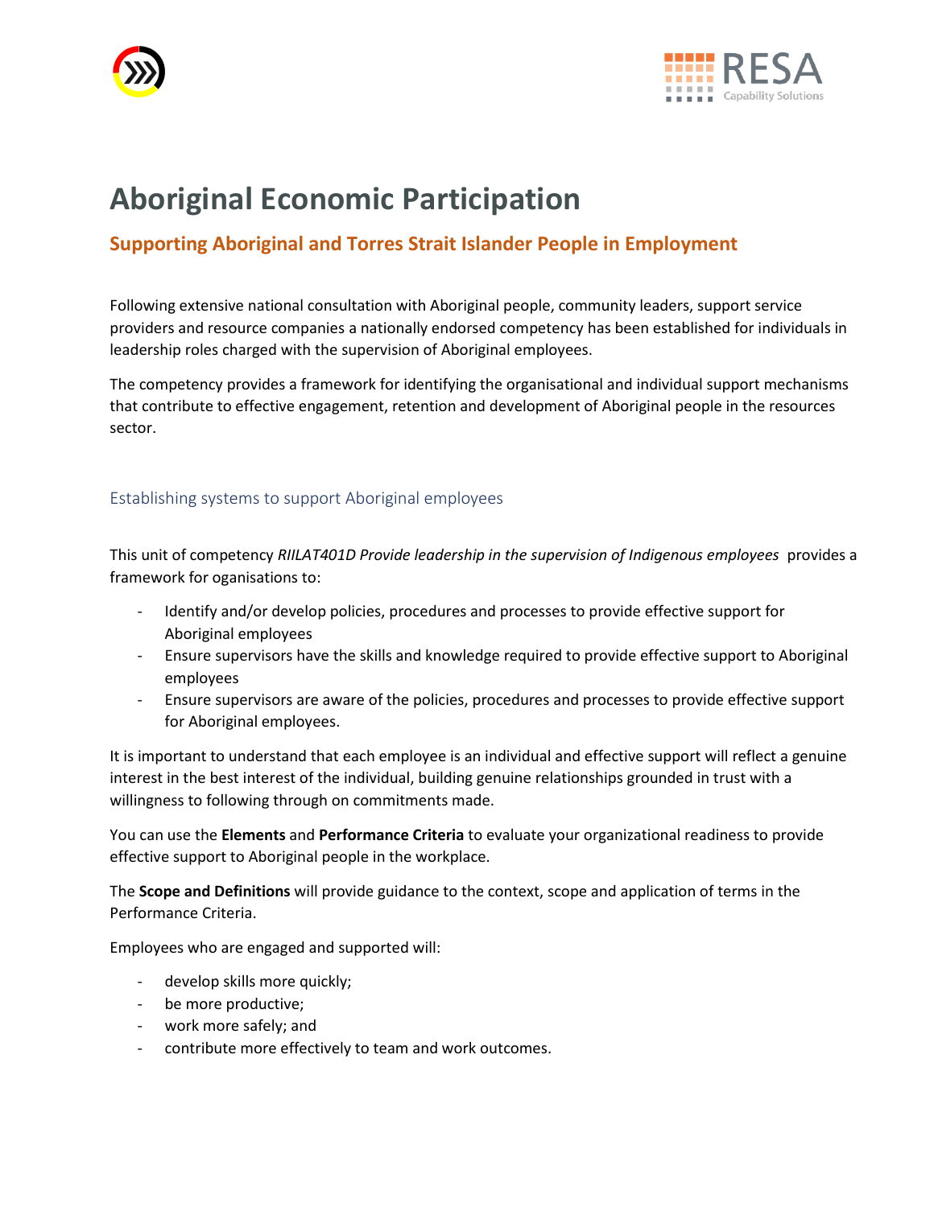# Aboriginal Economic Participation

## Supporting Aboriginal and Torres Strait Islander People in Employment

Following extensive national consultation with Aboriginal people, community leaders, support service providers and resource companies a nationally endorsed competency has been established for individuals in leadership roles charged with the supervision of Aboriginal employees.

The competency provides a framework for identifying the organisational and individual support mechanisms that contribute to effective engagement, retention and development of Aboriginal people in the resources sector.

### Establishing systems to support Aboriginal employees

This unit of competency *RIILAT401D Provide leadership in the supervision of Indigenous employees* provides a framework for oganisations to:

- Identify and/or develop policies, procedures and processes to provide effective support for Aboriginal employees
- Ensure supervisors have the skills and knowledge required to provide effective support to Aboriginal employees
- Ensure supervisors are aware of the policies, procedures and processes to provide effective support for Aboriginal employees.

It is important to understand that each employee is an individual and effective support will reflect a genuine interest in the best interest of the individual, building genuine relationships grounded in trust with a willingness to following through on commitments made.

You can use the **Elements** and **Performance Criteria** to evaluate your organizational readiness to provide effective support to Aboriginal people in the workplace.

The **Scope and Definitions** will provide guidance to the context, scope and application of terms in the Performance Criteria.

Employees who are engaged and supported will:

- develop skills more quickly;
- be more productive;
- work more safely; and
- contribute more effectively to team and work outcomes.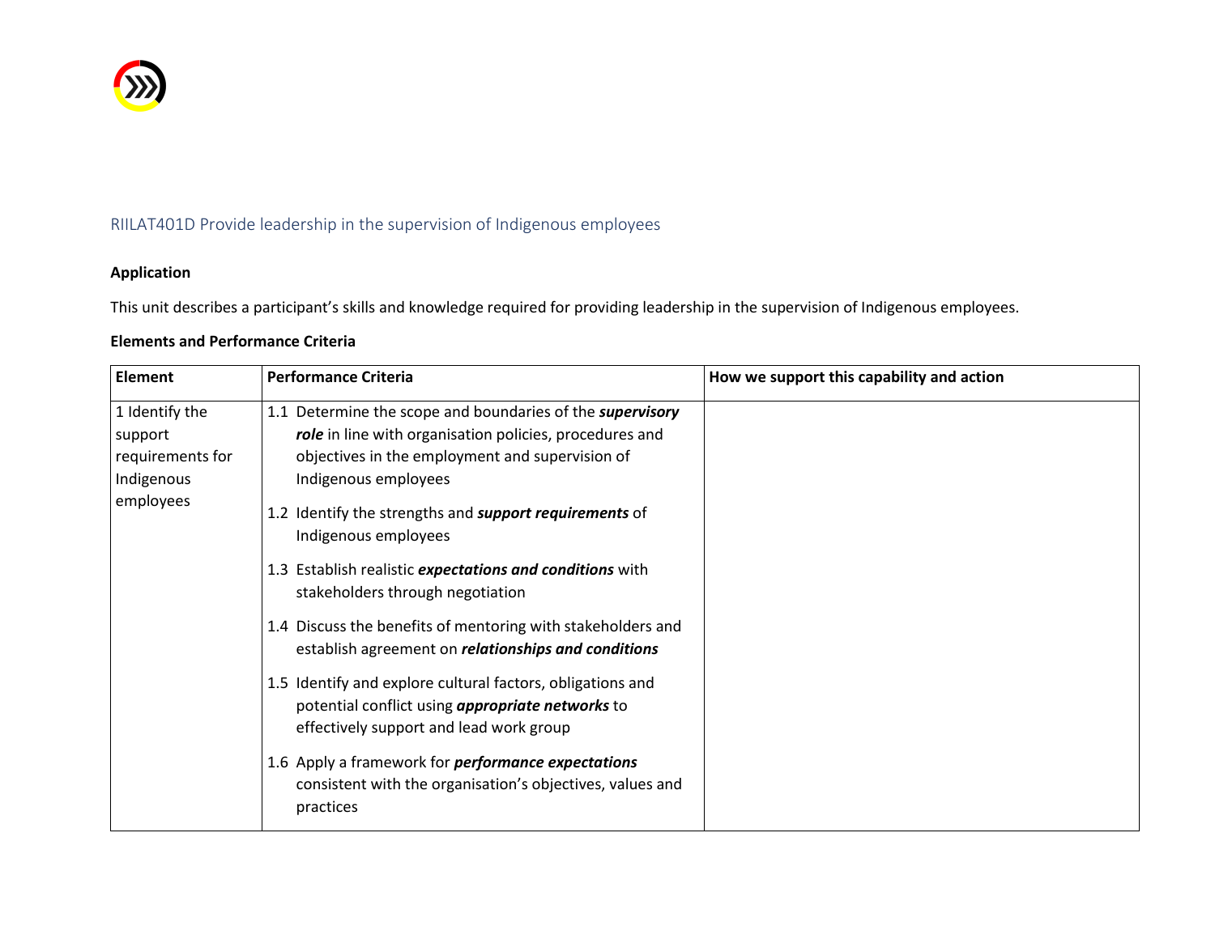## RIILAT401D Provide leadership in the supervision of Indigenous employees

**Application**

This unit describes a participant's skills and knowledge required for providing leadership in the supervision of Indigenous employees.

**Elements and Performance Criteria**

| Element | Performance Criteria | How we support this capability and action |
|---|---|---|
| 1 Identify the support requirements for Indigenous employees | 1.1 Determine the scope and boundaries of the ***supervisory role*** in line with organisation policies, procedures and objectives in the employment and supervision of Indigenous employees<br><br>1.2 Identify the strengths and ***support requirements*** of Indigenous employees<br><br>1.3 Establish realistic ***expectations and conditions*** with stakeholders through negotiation<br><br>1.4 Discuss the benefits of mentoring with stakeholders and establish agreement on ***relationships and conditions***<br><br>1.5 Identify and explore cultural factors, obligations and potential conflict using ***appropriate networks*** to effectively support and lead work group<br><br>1.6 Apply a framework for ***performance expectations*** consistent with the organisation's objectives, values and practices | |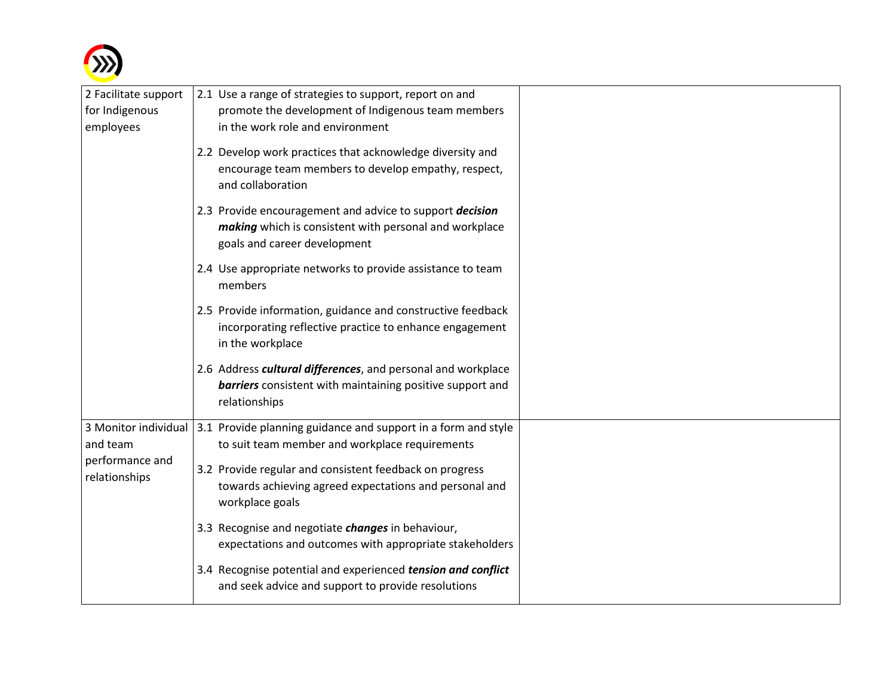| | | |
|---|---|---|
| 2 Facilitate support for Indigenous employees | 2.1 Use a range of strategies to support, report on and promote the development of Indigenous team members in the work role and environment<br><br>2.2 Develop work practices that acknowledge diversity and encourage team members to develop empathy, respect, and collaboration<br><br>2.3 Provide encouragement and advice to support ***decision making*** which is consistent with personal and workplace goals and career development<br><br>2.4 Use appropriate networks to provide assistance to team members<br><br>2.5 Provide information, guidance and constructive feedback incorporating reflective practice to enhance engagement in the workplace<br><br>2.6 Address ***cultural differences***, and personal and workplace ***barriers*** consistent with maintaining positive support and relationships | |
| 3 Monitor individual and team performance and relationships | 3.1 Provide planning guidance and support in a form and style to suit team member and workplace requirements<br><br>3.2 Provide regular and consistent feedback on progress towards achieving agreed expectations and personal and workplace goals<br><br>3.3 Recognise and negotiate ***changes*** in behaviour, expectations and outcomes with appropriate stakeholders<br><br>3.4 Recognise potential and experienced ***tension and conflict*** and seek advice and support to provide resolutions | |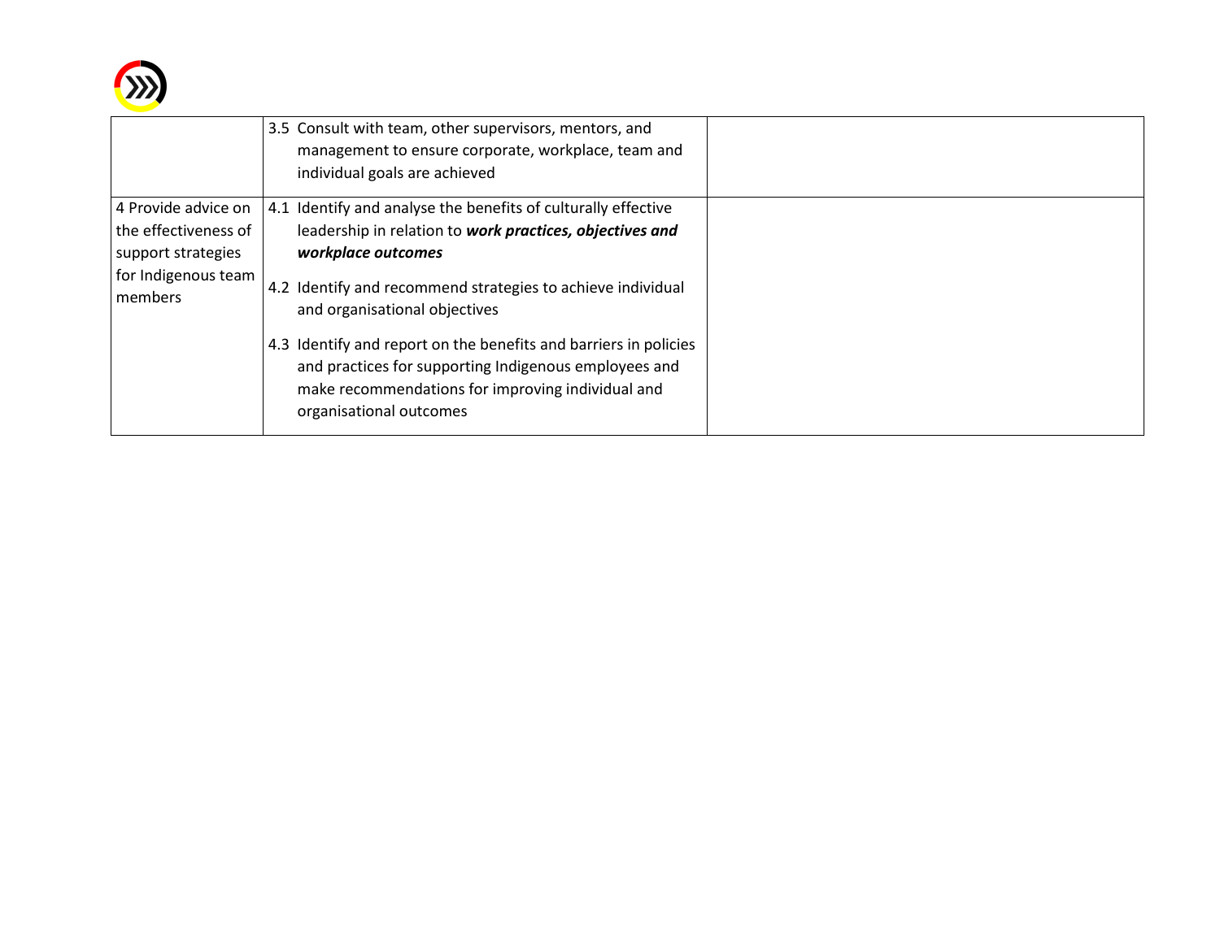| | | |
|---|---|---|
| | 3.5 Consult with team, other supervisors, mentors, and management to ensure corporate, workplace, team and individual goals are achieved | |
| 4 Provide advice on the effectiveness of support strategies for Indigenous team members | 4.1 Identify and analyse the benefits of culturally effective leadership in relation to ***work practices, objectives and workplace outcomes***<br><br>4.2 Identify and recommend strategies to achieve individual and organisational objectives<br><br>4.3 Identify and report on the benefits and barriers in policies and practices for supporting Indigenous employees and make recommendations for improving individual and organisational outcomes | |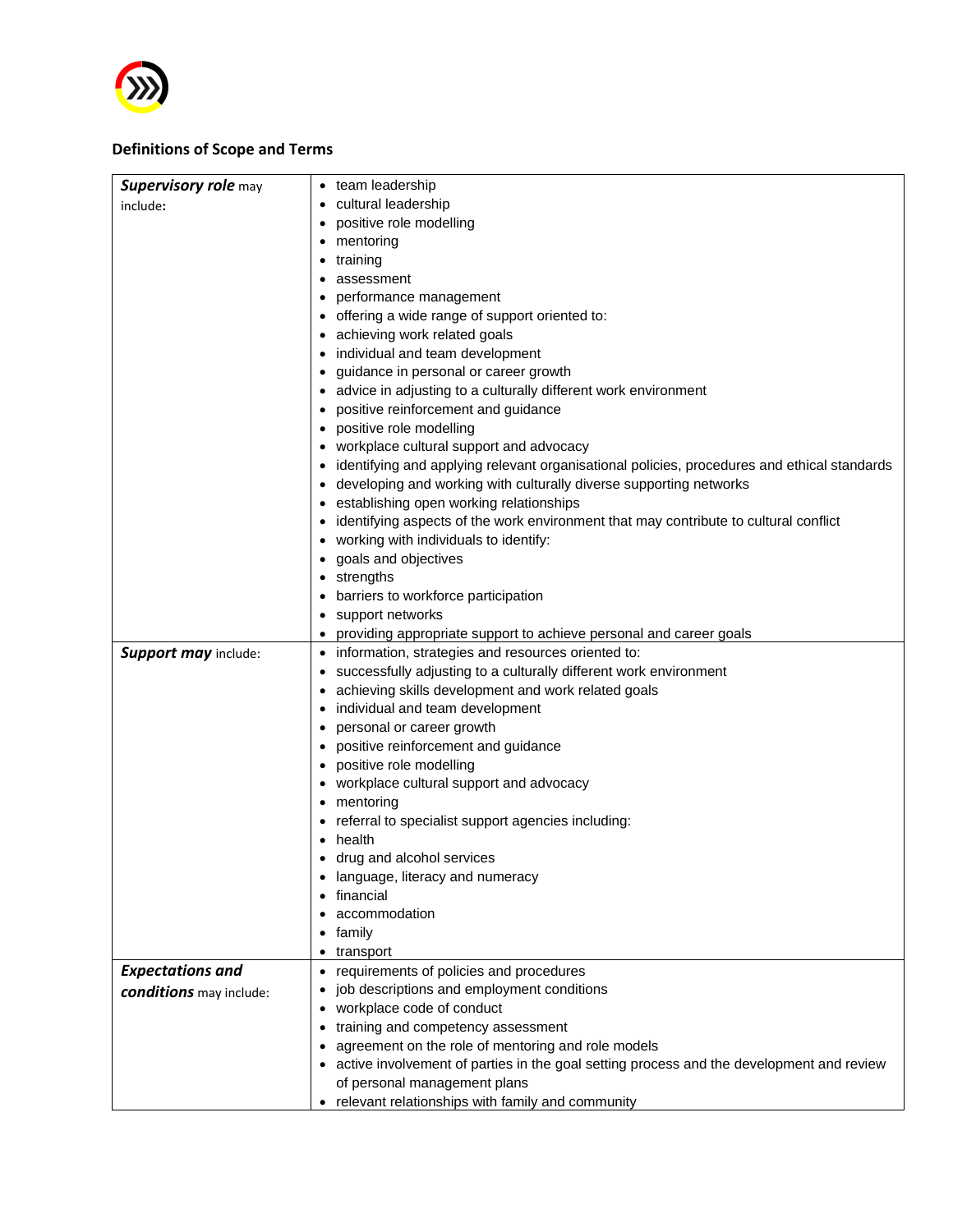## Definitions of Scope and Terms

| | |
|---|---|
| ***Supervisory role*** may include: | • team leadership<br>• cultural leadership<br>• positive role modelling<br>• mentoring<br>• training<br>• assessment<br>• performance management<br>• offering a wide range of support oriented to:<br>• achieving work related goals<br>• individual and team development<br>• guidance in personal or career growth<br>• advice in adjusting to a culturally different work environment<br>• positive reinforcement and guidance<br>• positive role modelling<br>• workplace cultural support and advocacy<br>• identifying and applying relevant organisational policies, procedures and ethical standards<br>• developing and working with culturally diverse supporting networks<br>• establishing open working relationships<br>• identifying aspects of the work environment that may contribute to cultural conflict<br>• working with individuals to identify:<br>• goals and objectives<br>• strengths<br>• barriers to workforce participation<br>• support networks<br>• providing appropriate support to achieve personal and career goals |
| ***Support may*** include: | • information, strategies and resources oriented to:<br>• successfully adjusting to a culturally different work environment<br>• achieving skills development and work related goals<br>• individual and team development<br>• personal or career growth<br>• positive reinforcement and guidance<br>• positive role modelling<br>• workplace cultural support and advocacy<br>• mentoring<br>• referral to specialist support agencies including:<br>• health<br>• drug and alcohol services<br>• language, literacy and numeracy<br>• financial<br>• accommodation<br>• family<br>• transport |
| ***Expectations and conditions*** may include: | • requirements of policies and procedures<br>• job descriptions and employment conditions<br>• workplace code of conduct<br>• training and competency assessment<br>• agreement on the role of mentoring and role models<br>• active involvement of parties in the goal setting process and the development and review of personal management plans<br>• relevant relationships with family and community |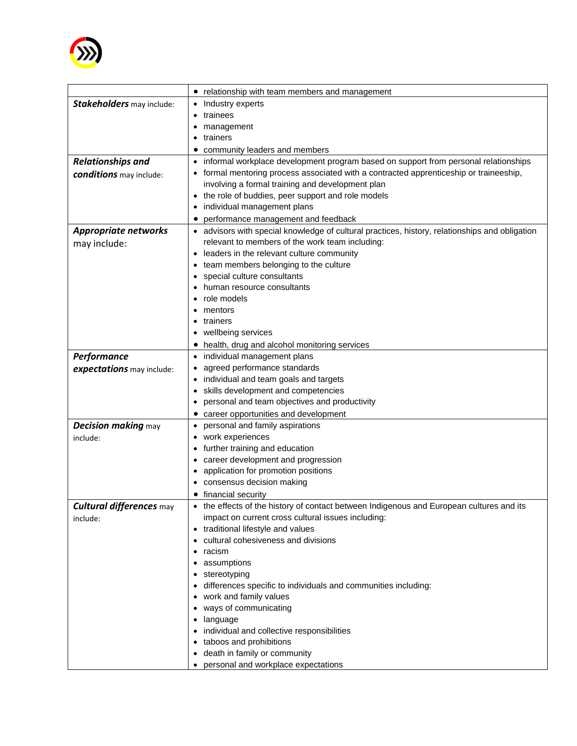| | |
|---|---|
| | • relationship with team members and management |
| ***Stakeholders*** may include: | • Industry experts<br>• trainees<br>• management<br>• trainers<br>• community leaders and members |
| ***Relationships and conditions*** may include: | • informal workplace development program based on support from personal relationships<br>• formal mentoring process associated with a contracted apprenticeship or traineeship, involving a formal training and development plan<br>• the role of buddies, peer support and role models<br>• individual management plans<br>• performance management and feedback |
| ***Appropriate networks*** may include: | • advisors with special knowledge of cultural practices, history, relationships and obligation relevant to members of the work team including:<br>• leaders in the relevant culture community<br>• team members belonging to the culture<br>• special culture consultants<br>• human resource consultants<br>• role models<br>• mentors<br>• trainers<br>• wellbeing services<br>• health, drug and alcohol monitoring services |
| ***Performance expectations*** may include: | • individual management plans<br>• agreed performance standards<br>• individual and team goals and targets<br>• skills development and competencies<br>• personal and team objectives and productivity<br>• career opportunities and development |
| ***Decision making*** may include: | • personal and family aspirations<br>• work experiences<br>• further training and education<br>• career development and progression<br>• application for promotion positions<br>• consensus decision making<br>• financial security |
| ***Cultural differences*** may include: | • the effects of the history of contact between Indigenous and European cultures and its impact on current cross cultural issues including:<br>• traditional lifestyle and values<br>• cultural cohesiveness and divisions<br>• racism<br>• assumptions<br>• stereotyping<br>• differences specific to individuals and communities including:<br>• work and family values<br>• ways of communicating<br>• language<br>• individual and collective responsibilities<br>• taboos and prohibitions<br>• death in family or community<br>• personal and workplace expectations |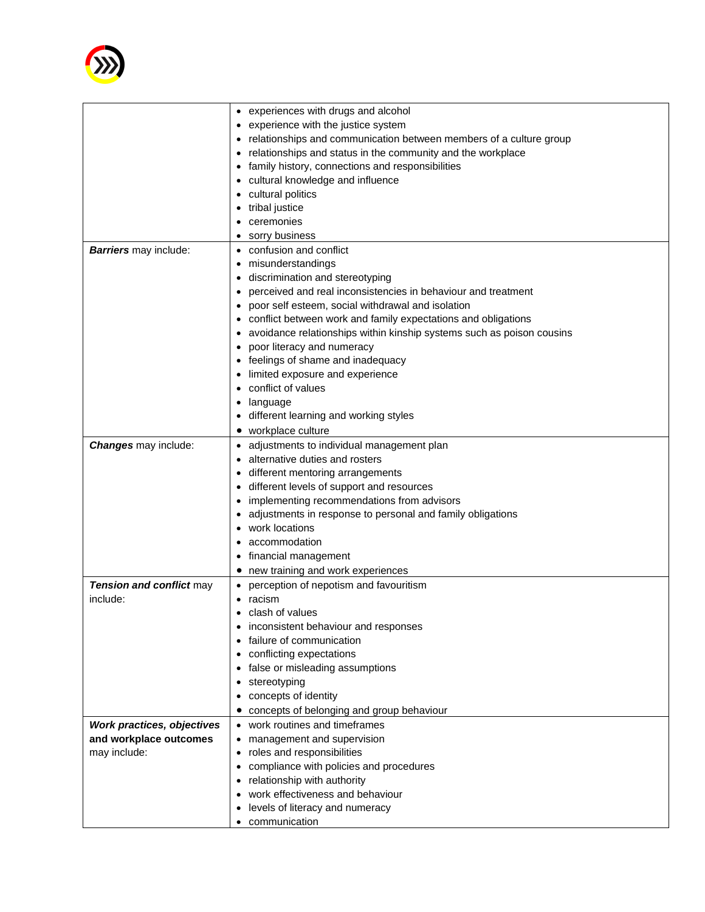| | |
|---|---|
| | • experiences with drugs and alcohol<br>• experience with the justice system<br>• relationships and communication between members of a culture group<br>• relationships and status in the community and the workplace<br>• family history, connections and responsibilities<br>• cultural knowledge and influence<br>• cultural politics<br>• tribal justice<br>• ceremonies<br>• sorry business |
| ***Barriers*** may include: | • confusion and conflict<br>• misunderstandings<br>• discrimination and stereotyping<br>• perceived and real inconsistencies in behaviour and treatment<br>• poor self esteem, social withdrawal and isolation<br>• conflict between work and family expectations and obligations<br>• avoidance relationships within kinship systems such as poison cousins<br>• poor literacy and numeracy<br>• feelings of shame and inadequacy<br>• limited exposure and experience<br>• conflict of values<br>• language<br>• different learning and working styles<br>• workplace culture |
| ***Changes*** may include: | • adjustments to individual management plan<br>• alternative duties and rosters<br>• different mentoring arrangements<br>• different levels of support and resources<br>• implementing recommendations from advisors<br>• adjustments in response to personal and family obligations<br>• work locations<br>• accommodation<br>• financial management<br>• new training and work experiences |
| ***Tension and conflict*** may include: | • perception of nepotism and favouritism<br>• racism<br>• clash of values<br>• inconsistent behaviour and responses<br>• failure of communication<br>• conflicting expectations<br>• false or misleading assumptions<br>• stereotyping<br>• concepts of identity<br>• concepts of belonging and group behaviour |
| ***Work practices, objectives and workplace outcomes*** may include: | • work routines and timeframes<br>• management and supervision<br>• roles and responsibilities<br>• compliance with policies and procedures<br>• relationship with authority<br>• work effectiveness and behaviour<br>• levels of literacy and numeracy<br>• communication |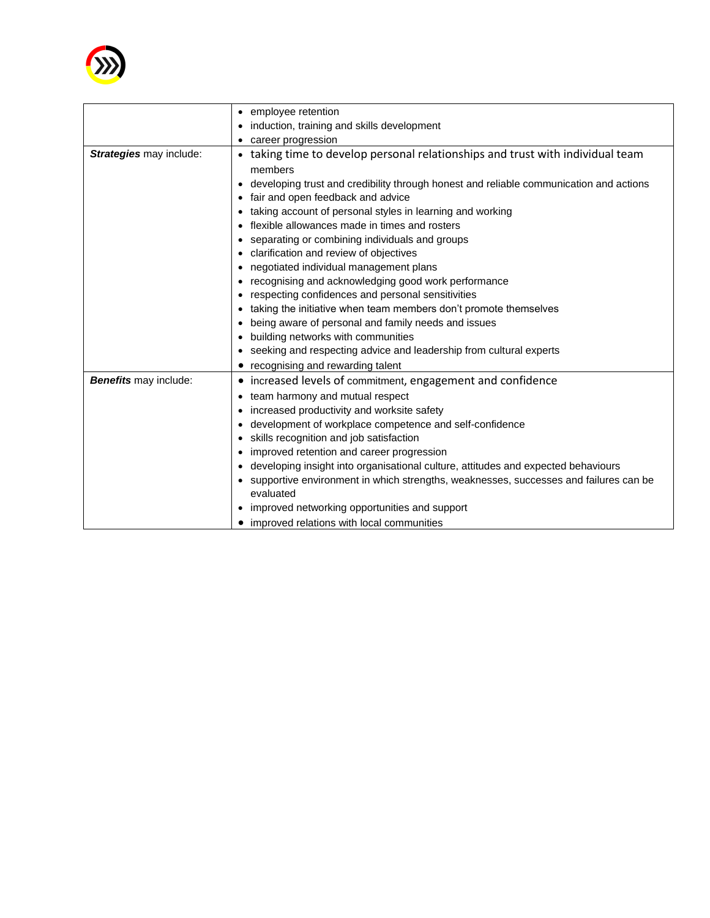| | |
|---|---|
| | • employee retention<br>• induction, training and skills development<br>• career progression |
| ***Strategies*** may include: | • taking time to develop personal relationships and trust with individual team members<br>• developing trust and credibility through honest and reliable communication and actions<br>• fair and open feedback and advice<br>• taking account of personal styles in learning and working<br>• flexible allowances made in times and rosters<br>• separating or combining individuals and groups<br>• clarification and review of objectives<br>• negotiated individual management plans<br>• recognising and acknowledging good work performance<br>• respecting confidences and personal sensitivities<br>• taking the initiative when team members don't promote themselves<br>• being aware of personal and family needs and issues<br>• building networks with communities<br>• seeking and respecting advice and leadership from cultural experts<br>• recognising and rewarding talent |
| ***Benefits*** may include: | • increased levels of commitment, engagement and confidence<br>• team harmony and mutual respect<br>• increased productivity and worksite safety<br>• development of workplace competence and self-confidence<br>• skills recognition and job satisfaction<br>• improved retention and career progression<br>• developing insight into organisational culture, attitudes and expected behaviours<br>• supportive environment in which strengths, weaknesses, successes and failures can be evaluated<br>• improved networking opportunities and support<br>• improved relations with local communities |